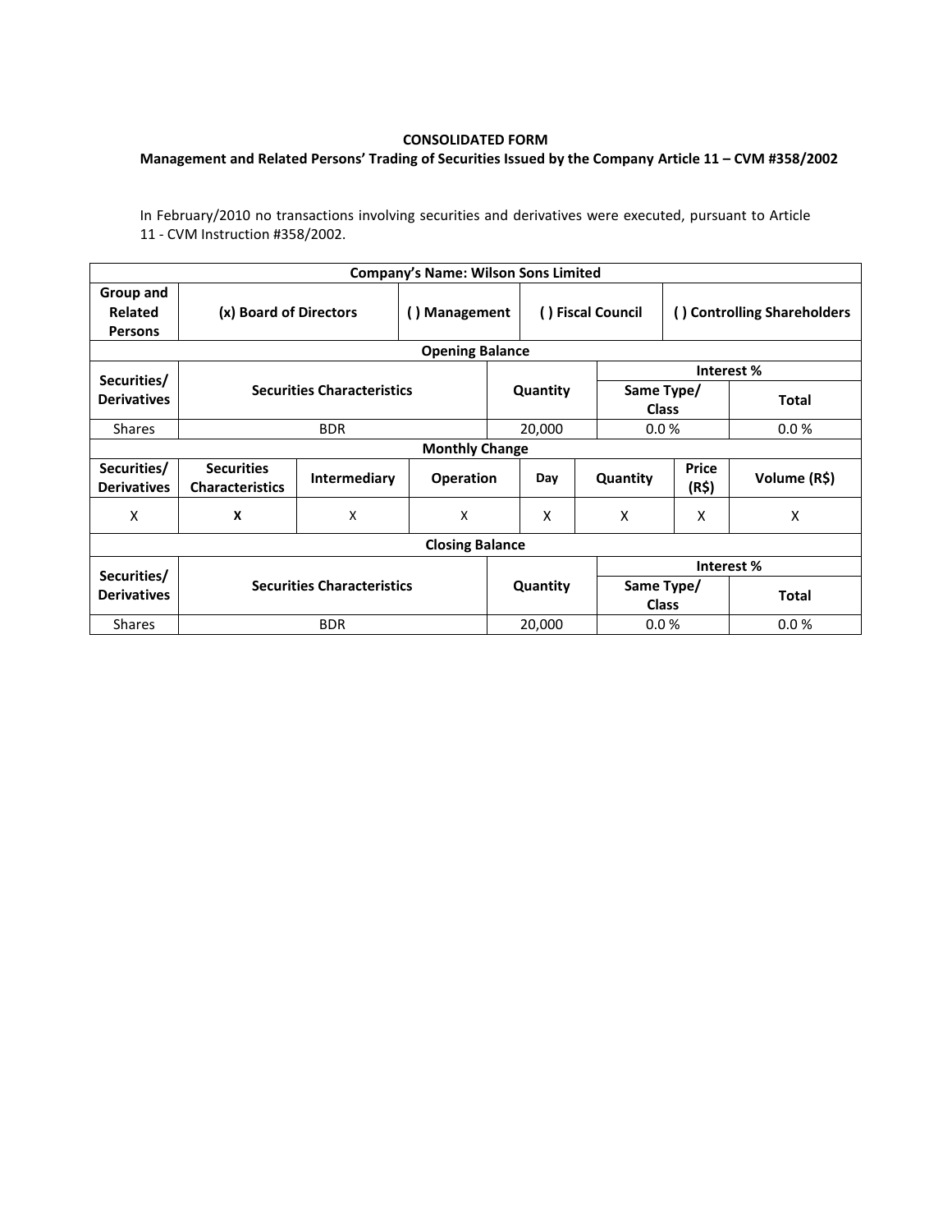**CONSOLIDATED FORM**

**Management and Related Persons' Trading of Securities Issued by the Company Article 11 – CVM #358/2002**

In February/2010 no transactions involving securities and derivatives were executed, pursuant to Article 11 - CVM Instruction #358/2002.

| **Company's Name: Wilson Sons Limited** | | | | | | | |
|---|---|---|---|---|---|---|---|
| **Group and Related Persons** | **(x) Board of Directors** | | **( ) Management** | **( ) Fiscal Council** | | **( ) Controlling Shareholders** | |
| **Opening Balance** | | | | | | | |
| **Securities/ Derivatives** | **Securities Characteristics** | | | **Quantity** | | **Interest %** | |
| | | | | | | **Same Type/ Class** | **Total** |
| Shares | BDR | | | 20,000 | | 0.0 % | 0.0 % |
| **Monthly Change** | | | | | | | |
| **Securities/ Derivatives** | **Securities Characteristics** | **Intermediary** | **Operation** | **Day** | **Quantity** | **Price (R$)** | **Volume (R$)** |
| X | **X** | X | X | X | X | X | X |
| **Closing Balance** | | | | | | | |
| **Securities/ Derivatives** | **Securities Characteristics** | | | **Quantity** | | **Interest %** | |
| | | | | | | **Same Type/ Class** | **Total** |
| Shares | BDR | | | 20,000 | | 0.0 % | 0.0 % |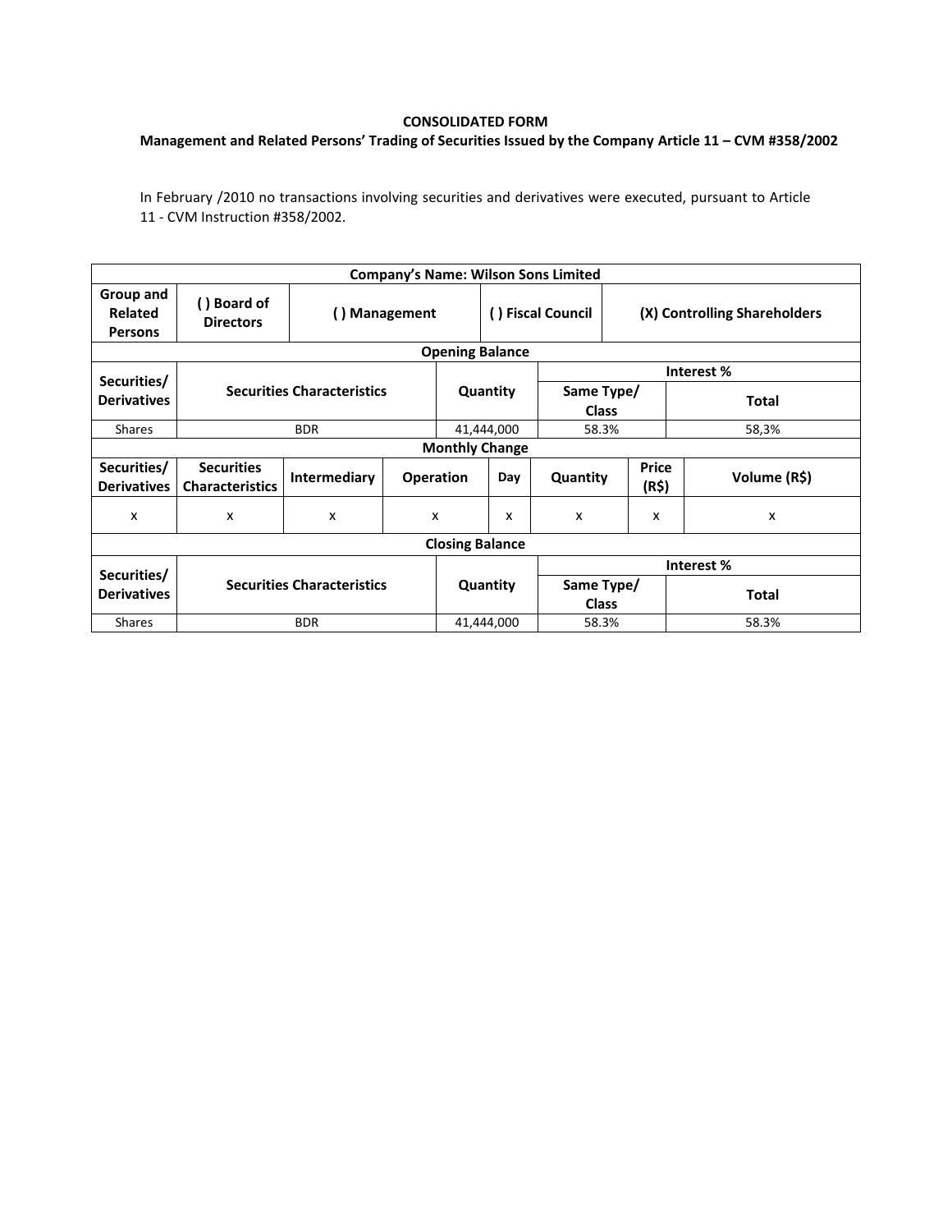**CONSOLIDATED FORM**

**Management and Related Persons' Trading of Securities Issued by the Company Article 11 – CVM #358/2002**

In February /2010 no transactions involving securities and derivatives were executed, pursuant to Article 11 - CVM Instruction #358/2002.

| **Company's Name: Wilson Sons Limited** | | | | | | | |
|---|---|---|---|---|---|---|---|
| **Group and Related Persons** | **( ) Board of Directors** | **( ) Management** | | **( ) Fiscal Council** | | **(X) Controlling Shareholders** | |
| **Opening Balance** | | | | | | | |
| **Securities/ Derivatives** | **Securities Characteristics** | | | **Quantity** | | **Interest %** | |
| | | | | | | **Same Type/ Class** | **Total** |
| Shares | BDR | | | 41,444,000 | | 58.3% | 58,3% |
| **Monthly Change** | | | | | | | |
| **Securities/ Derivatives** | **Securities Characteristics** | **Intermediary** | **Operation** | **Day** | **Quantity** | **Price (R$)** | **Volume (R$)** |
| x | x | x | x | x | x | x | x |
| **Closing Balance** | | | | | | | |
| **Securities/ Derivatives** | **Securities Characteristics** | | | **Quantity** | | **Interest %** | |
| | | | | | | **Same Type/ Class** | **Total** |
| Shares | BDR | | | 41,444,000 | | 58.3% | 58.3% |